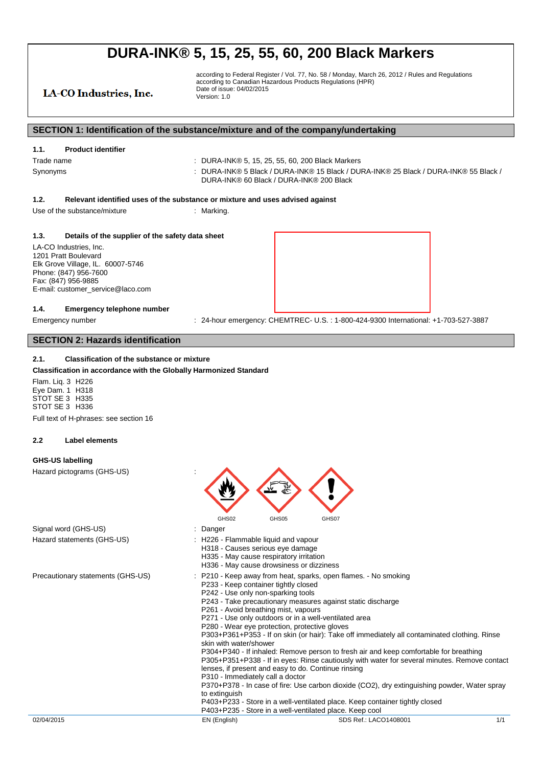# DURA-INK® 5, 15, 25, 55, 60, 200 Black Markers

LA-CO Industries, Inc.

according to Federal Register / Vol. 77, No. 58 / Monday, March 26, 2012 / Rules and Regulations
according to Canadian Hazardous Products Regulations (HPR)
Date of issue: 04/02/2015
Version: 1.0

## SECTION 1: Identification of the substance/mixture and of the company/undertaking

### 1.1. Product identifier

Trade name : DURA-INK® 5, 15, 25, 55, 60, 200 Black Markers

Synonyms : DURA-INK® 5 Black / DURA-INK® 15 Black / DURA-INK® 25 Black / DURA-INK® 55 Black / DURA-INK® 60 Black / DURA-INK® 200 Black

### 1.2. Relevant identified uses of the substance or mixture and uses advised against

Use of the substance/mixture : Marking.

### 1.3. Details of the supplier of the safety data sheet

LA-CO Industries, Inc.
1201 Pratt Boulevard
Elk Grove Village, IL. 60007-5746
Phone: (847) 956-7600
Fax: (847) 956-9885
E-mail: customer_service@laco.com

### 1.4. Emergency telephone number

Emergency number : 24-hour emergency: CHEMTREC- U.S. : 1-800-424-9300 International: +1-703-527-3887

## SECTION 2: Hazards identification

### 2.1. Classification of the substance or mixture

**Classification in accordance with the Globally Harmonized Standard**

Flam. Liq. 3 H226
Eye Dam. 1 H318
STOT SE 3 H335
STOT SE 3 H336

Full text of H-phrases: see section 16

### 2.2 Label elements

**GHS-US labelling**

Hazard pictograms (GHS-US) :

GHS02 GHS05 GHS07

Signal word (GHS-US) : Danger

Hazard statements (GHS-US) :
- H226 - Flammable liquid and vapour
- H318 - Causes serious eye damage
- H335 - May cause respiratory irritation
- H336 - May cause drowsiness or dizziness

Precautionary statements (GHS-US) :
- P210 - Keep away from heat, sparks, open flames. - No smoking
- P233 - Keep container tightly closed
- P242 - Use only non-sparking tools
- P243 - Take precautionary measures against static discharge
- P261 - Avoid breathing mist, vapours
- P271 - Use only outdoors or in a well-ventilated area
- P280 - Wear eye protection, protective gloves
- P303+P361+P353 - If on skin (or hair): Take off immediately all contaminated clothing. Rinse skin with water/shower
- P304+P340 - If inhaled: Remove person to fresh air and keep comfortable for breathing
- P305+P351+P338 - If in eyes: Rinse cautiously with water for several minutes. Remove contact lenses, if present and easy to do. Continue rinsing
- P310 - Immediately call a doctor
- P370+P378 - In case of fire: Use carbon dioxide (CO2), dry extinguishing powder, Water spray to extinguish
- P403+P233 - Store in a well-ventilated place. Keep container tightly closed
- P403+P235 - Store in a well-ventilated place. Keep cool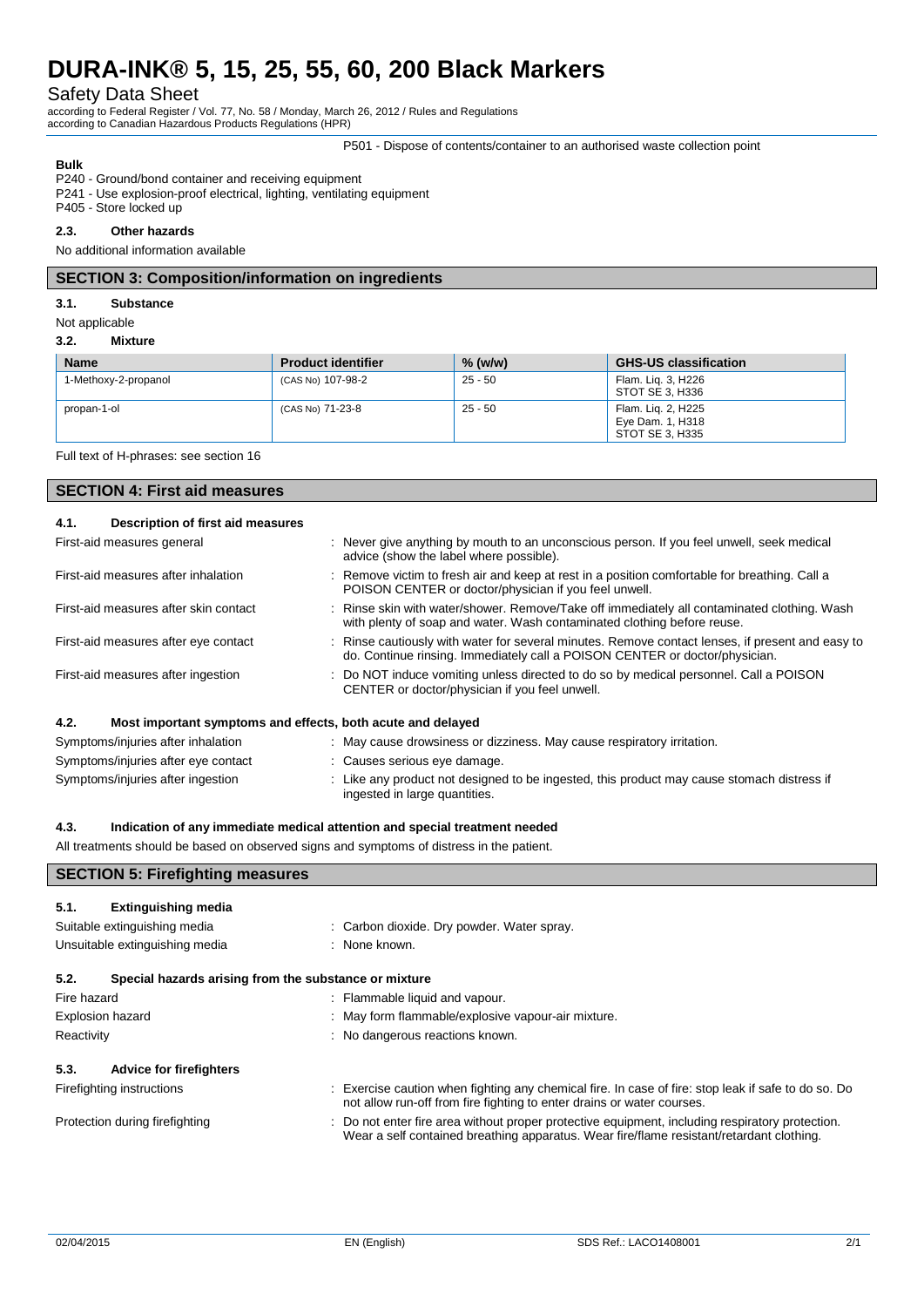P501 - Dispose of contents/container to an authorised waste collection point

**Bulk**

P240 - Ground/bond container and receiving equipment
P241 - Use explosion-proof electrical, lighting, ventilating equipment
P405 - Store locked up

### 2.3. Other hazards

No additional information available

## SECTION 3: Composition/information on ingredients

### 3.1. Substance

Not applicable

### 3.2. Mixture

| Name | Product identifier | % (w/w) | GHS-US classification |
|---|---|---|---|
| 1-Methoxy-2-propanol | (CAS No) 107-98-2 | 25 - 50 | Flam. Liq. 3, H226<br>STOT SE 3, H336 |
| propan-1-ol | (CAS No) 71-23-8 | 25 - 50 | Flam. Liq. 2, H225<br>Eye Dam. 1, H318<br>STOT SE 3, H335 |

Full text of H-phrases: see section 16

## SECTION 4: First aid measures

### 4.1. Description of first aid measures

First-aid measures general : Never give anything by mouth to an unconscious person. If you feel unwell, seek medical advice (show the label where possible).

First-aid measures after inhalation : Remove victim to fresh air and keep at rest in a position comfortable for breathing. Call a POISON CENTER or doctor/physician if you feel unwell.

First-aid measures after skin contact : Rinse skin with water/shower. Remove/Take off immediately all contaminated clothing. Wash with plenty of soap and water. Wash contaminated clothing before reuse.

First-aid measures after eye contact : Rinse cautiously with water for several minutes. Remove contact lenses, if present and easy to do. Continue rinsing. Immediately call a POISON CENTER or doctor/physician.

First-aid measures after ingestion : Do NOT induce vomiting unless directed to do so by medical personnel. Call a POISON CENTER or doctor/physician if you feel unwell.

### 4.2. Most important symptoms and effects, both acute and delayed

Symptoms/injuries after inhalation : May cause drowsiness or dizziness. May cause respiratory irritation.

Symptoms/injuries after eye contact : Causes serious eye damage.

Symptoms/injuries after ingestion : Like any product not designed to be ingested, this product may cause stomach distress if ingested in large quantities.

### 4.3. Indication of any immediate medical attention and special treatment needed

All treatments should be based on observed signs and symptoms of distress in the patient.

## SECTION 5: Firefighting measures

### 5.1. Extinguishing media

Suitable extinguishing media : Carbon dioxide. Dry powder. Water spray.

Unsuitable extinguishing media : None known.

### 5.2. Special hazards arising from the substance or mixture

Fire hazard : Flammable liquid and vapour.

Explosion hazard : May form flammable/explosive vapour-air mixture.

Reactivity : No dangerous reactions known.

### 5.3. Advice for firefighters

Firefighting instructions : Exercise caution when fighting any chemical fire. In case of fire: stop leak if safe to do so. Do not allow run-off from fire fighting to enter drains or water courses.

Protection during firefighting : Do not enter fire area without proper protective equipment, including respiratory protection. Wear a self contained breathing apparatus. Wear fire/flame resistant/retardant clothing.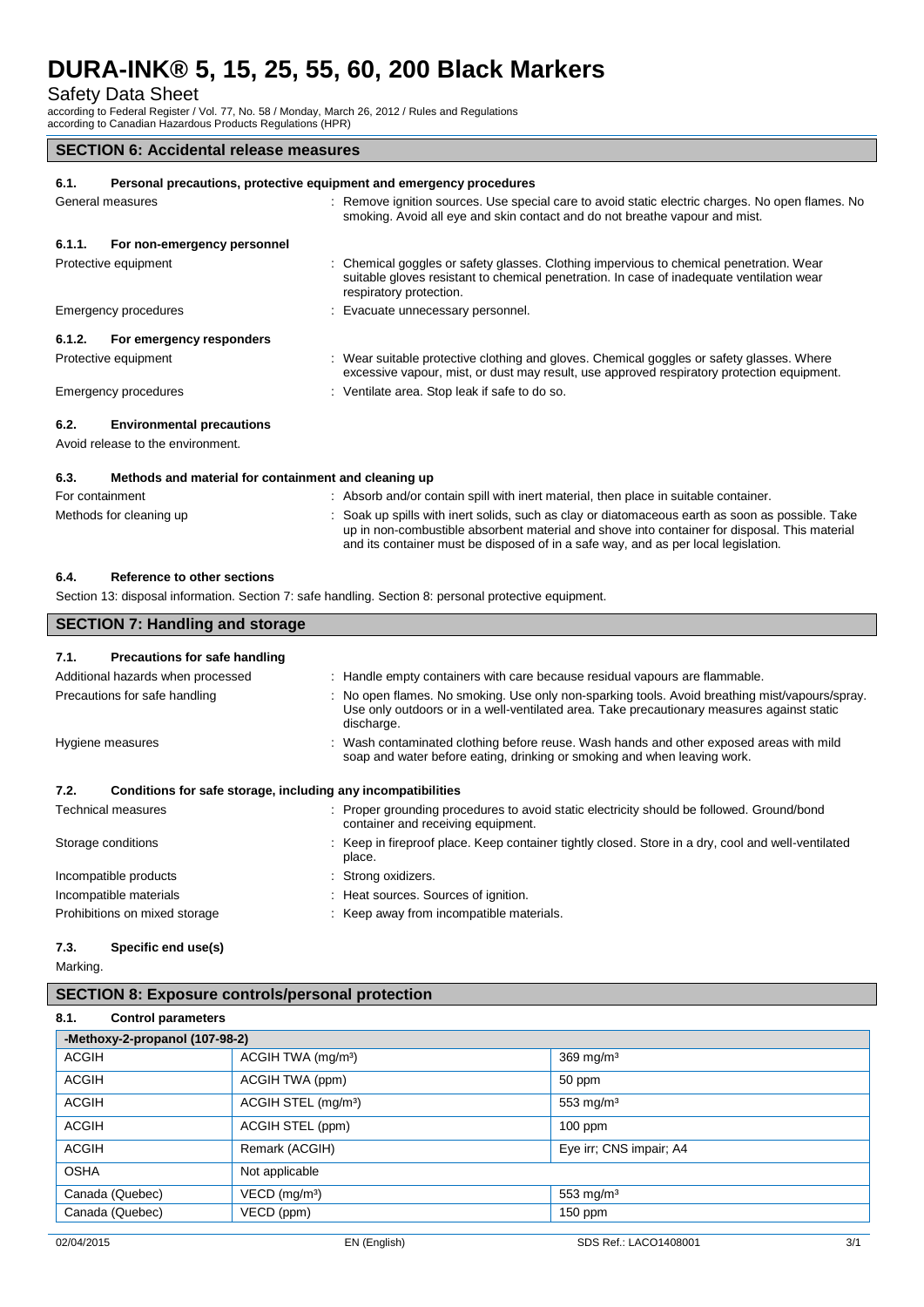## SECTION 6: Accidental release measures

### 6.1. Personal precautions, protective equipment and emergency procedures

General measures : Remove ignition sources. Use special care to avoid static electric charges. No open flames. No smoking. Avoid all eye and skin contact and do not breathe vapour and mist.

#### 6.1.1. For non-emergency personnel

Protective equipment : Chemical goggles or safety glasses. Clothing impervious to chemical penetration. Wear suitable gloves resistant to chemical penetration. In case of inadequate ventilation wear respiratory protection.

Emergency procedures : Evacuate unnecessary personnel.

#### 6.1.2. For emergency responders

Protective equipment : Wear suitable protective clothing and gloves. Chemical goggles or safety glasses. Where excessive vapour, mist, or dust may result, use approved respiratory protection equipment.

Emergency procedures : Ventilate area. Stop leak if safe to do so.

### 6.2. Environmental precautions

Avoid release to the environment.

### 6.3. Methods and material for containment and cleaning up

For containment : Absorb and/or contain spill with inert material, then place in suitable container.

Methods for cleaning up : Soak up spills with inert solids, such as clay or diatomaceous earth as soon as possible. Take up in non-combustible absorbent material and shove into container for disposal. This material and its container must be disposed of in a safe way, and as per local legislation.

### 6.4. Reference to other sections

Section 13: disposal information. Section 7: safe handling. Section 8: personal protective equipment.

## SECTION 7: Handling and storage

### 7.1. Precautions for safe handling

Additional hazards when processed : Handle empty containers with care because residual vapours are flammable.

Precautions for safe handling : No open flames. No smoking. Use only non-sparking tools. Avoid breathing mist/vapours/spray. Use only outdoors or in a well-ventilated area. Take precautionary measures against static discharge.

Hygiene measures : Wash contaminated clothing before reuse. Wash hands and other exposed areas with mild soap and water before eating, drinking or smoking and when leaving work.

### 7.2. Conditions for safe storage, including any incompatibilities

Technical measures : Proper grounding procedures to avoid static electricity should be followed. Ground/bond container and receiving equipment.

Storage conditions : Keep in fireproof place. Keep container tightly closed. Store in a dry, cool and well-ventilated place.

Incompatible products : Strong oxidizers.

Incompatible materials : Heat sources. Sources of ignition.

Prohibitions on mixed storage : Keep away from incompatible materials.

### 7.3. Specific end use(s)

Marking.

## SECTION 8: Exposure controls/personal protection

### 8.1. Control parameters

| -Methoxy-2-propanol (107-98-2) | | |
|---|---|---|
| ACGIH | ACGIH TWA (mg/m³) | 369 mg/m³ |
| ACGIH | ACGIH TWA (ppm) | 50 ppm |
| ACGIH | ACGIH STEL (mg/m³) | 553 mg/m³ |
| ACGIH | ACGIH STEL (ppm) | 100 ppm |
| ACGIH | Remark (ACGIH) | Eye irr; CNS impair; A4 |
| OSHA | Not applicable | |
| Canada (Quebec) | VECD (mg/m³) | 553 mg/m³ |
| Canada (Quebec) | VECD (ppm) | 150 ppm |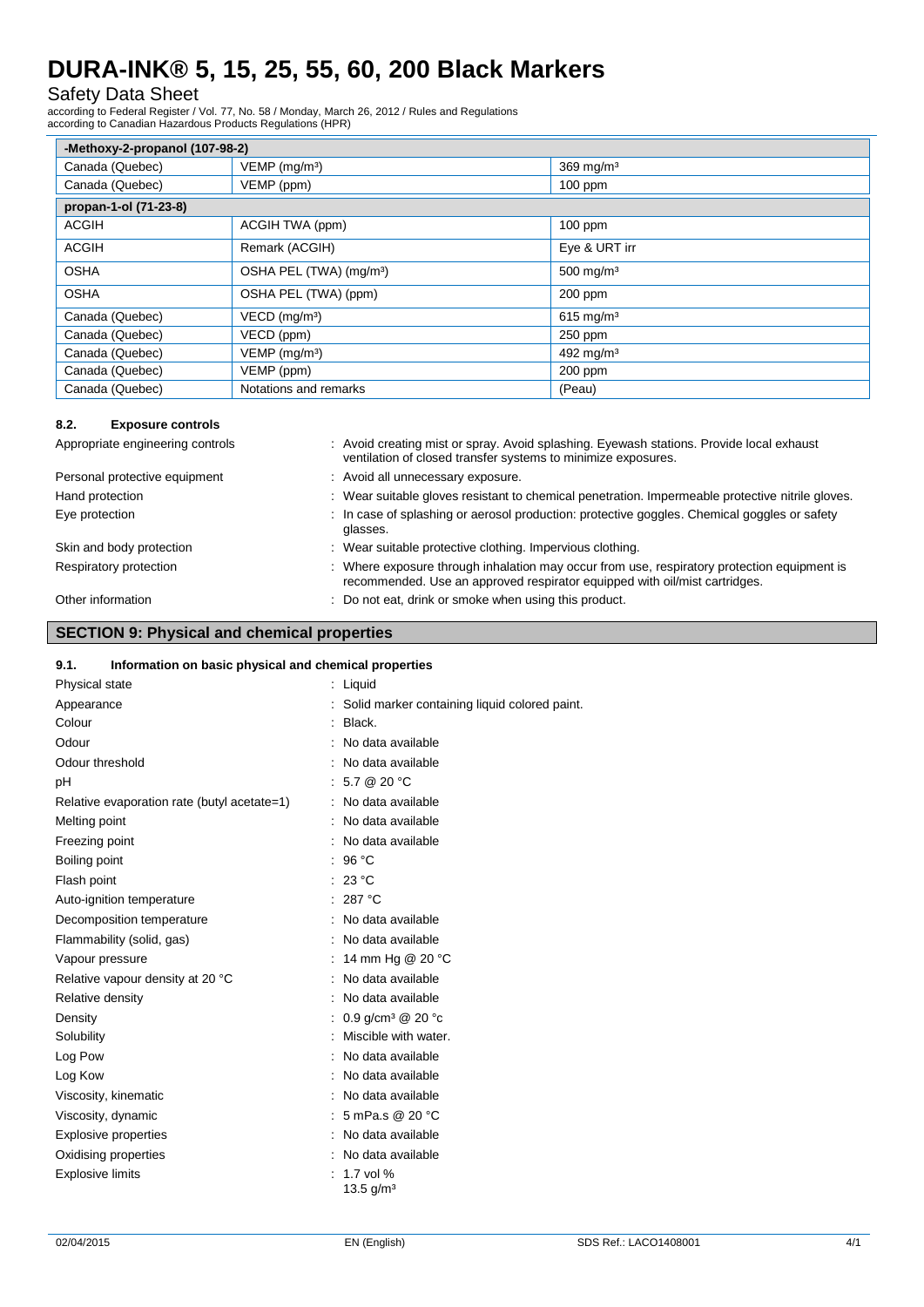| -Methoxy-2-propanol (107-98-2) | | |
|---|---|---|
| Canada (Quebec) | VEMP (mg/m³) | 369 mg/m³ |
| Canada (Quebec) | VEMP (ppm) | 100 ppm |

| propan-1-ol (71-23-8) | | |
|---|---|---|
| ACGIH | ACGIH TWA (ppm) | 100 ppm |
| ACGIH | Remark (ACGIH) | Eye & URT irr |
| OSHA | OSHA PEL (TWA) (mg/m³) | 500 mg/m³ |
| OSHA | OSHA PEL (TWA) (ppm) | 200 ppm |
| Canada (Quebec) | VECD (mg/m³) | 615 mg/m³ |
| Canada (Quebec) | VECD (ppm) | 250 ppm |
| Canada (Quebec) | VEMP (mg/m³) | 492 mg/m³ |
| Canada (Quebec) | VEMP (ppm) | 200 ppm |
| Canada (Quebec) | Notations and remarks | (Peau) |

### 8.2. Exposure controls

Appropriate engineering controls : Avoid creating mist or spray. Avoid splashing. Eyewash stations. Provide local exhaust ventilation of closed transfer systems to minimize exposures.

Personal protective equipment : Avoid all unnecessary exposure.

Hand protection : Wear suitable gloves resistant to chemical penetration. Impermeable protective nitrile gloves.

Eye protection : In case of splashing or aerosol production: protective goggles. Chemical goggles or safety glasses.

Skin and body protection : Wear suitable protective clothing. Impervious clothing.

Respiratory protection : Where exposure through inhalation may occur from use, respiratory protection equipment is recommended. Use an approved respirator equipped with oil/mist cartridges.

Other information : Do not eat, drink or smoke when using this product.

## SECTION 9: Physical and chemical properties

### 9.1. Information on basic physical and chemical properties

Physical state : Liquid

Appearance : Solid marker containing liquid colored paint.

Colour : Black.

Odour : No data available

Odour threshold : No data available

pH : 5.7 @ 20 °C

Relative evaporation rate (butyl acetate=1) : No data available

Melting point : No data available

Freezing point : No data available

Boiling point : 96 °C

Flash point : 23 °C

Auto-ignition temperature : 287 °C

Decomposition temperature : No data available

Flammability (solid, gas) : No data available

Vapour pressure : 14 mm Hg @ 20 °C

Relative vapour density at 20 °C : No data available

Relative density : No data available

Density : 0.9 g/cm³ @ 20 °c

Solubility : Miscible with water.

Log Pow : No data available

Log Kow : No data available

Viscosity, kinematic : No data available

Viscosity, dynamic : 5 mPa.s @ 20 °C

Explosive properties : No data available

Oxidising properties : No data available

Explosive limits : 1.7 vol %
13.5 g/m³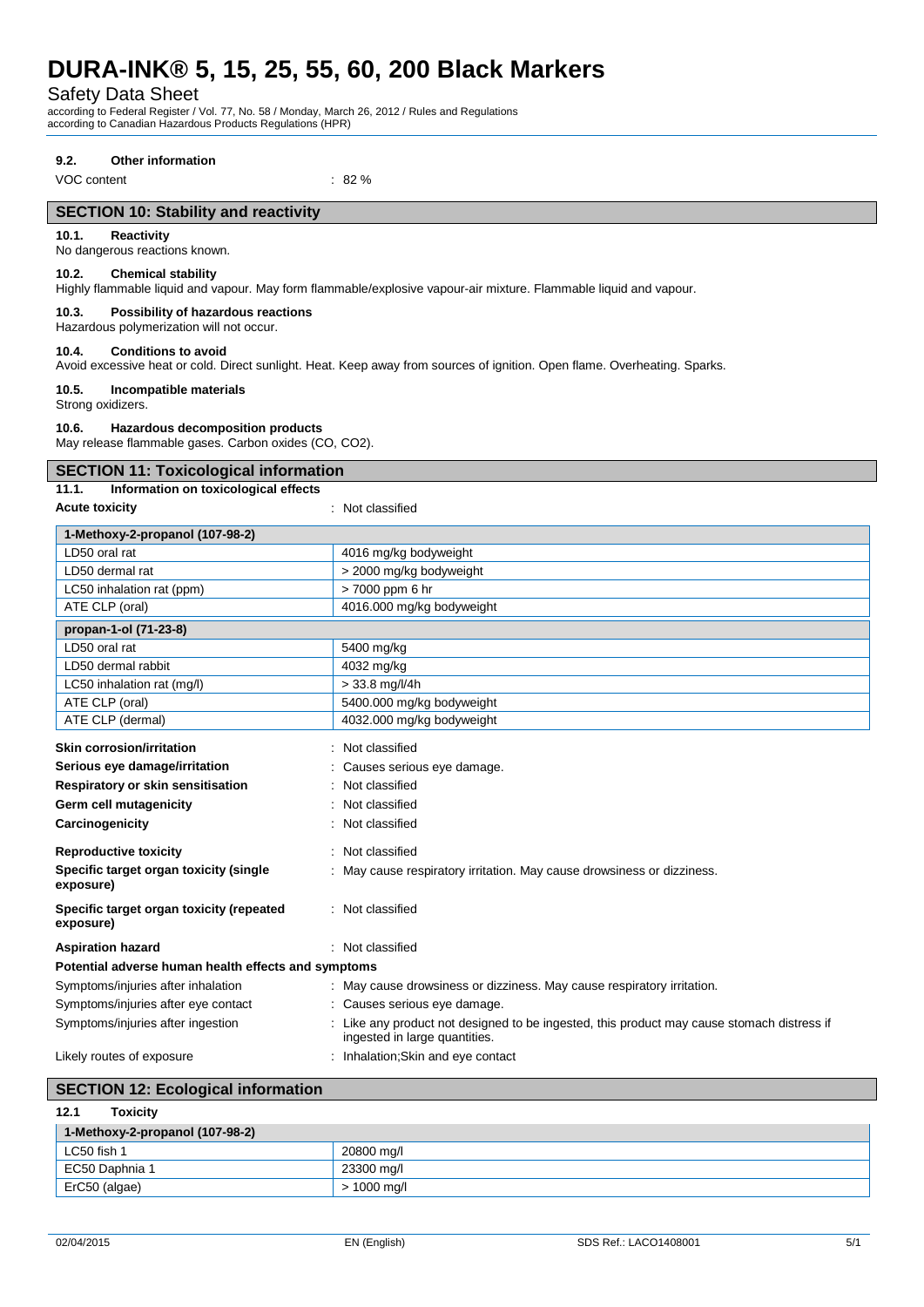#### 9.2. Other information

VOC content : 82 %

## SECTION 10: Stability and reactivity

#### 10.1. Reactivity

No dangerous reactions known.

#### 10.2. Chemical stability

Highly flammable liquid and vapour. May form flammable/explosive vapour-air mixture. Flammable liquid and vapour.

#### 10.3. Possibility of hazardous reactions

Hazardous polymerization will not occur.

#### 10.4. Conditions to avoid

Avoid excessive heat or cold. Direct sunlight. Heat. Keep away from sources of ignition. Open flame. Overheating. Sparks.

#### 10.5. Incompatible materials

Strong oxidizers.

#### 10.6. Hazardous decomposition products

May release flammable gases. Carbon oxides (CO, $CO_2$).

## SECTION 11: Toxicological information

#### 11.1. Information on toxicological effects

**Acute toxicity** : Not classified

| 1-Methoxy-2-propanol (107-98-2) | |
|---|---|
| LD50 oral rat | 4016 mg/kg bodyweight |
| LD50 dermal rat | > 2000 mg/kg bodyweight |
| LC50 inhalation rat (ppm) | > 7000 ppm 6 hr |
| ATE CLP (oral) | 4016.000 mg/kg bodyweight |

| propan-1-ol (71-23-8) | |
|---|---|
| LD50 oral rat | 5400 mg/kg |
| LD50 dermal rabbit | 4032 mg/kg |
| LC50 inhalation rat (mg/l) | > 33.8 mg/l/4h |
| ATE CLP (oral) | 5400.000 mg/kg bodyweight |
| ATE CLP (dermal) | 4032.000 mg/kg bodyweight |

**Skin corrosion/irritation** : Not classified

**Serious eye damage/irritation** : Causes serious eye damage.

**Respiratory or skin sensitisation** : Not classified

**Germ cell mutagenicity** : Not classified

**Carcinogenicity** : Not classified

**Reproductive toxicity** : Not classified

**Specific target organ toxicity (single exposure)** : May cause respiratory irritation. May cause drowsiness or dizziness.

**Specific target organ toxicity (repeated exposure)** : Not classified

**Aspiration hazard** : Not classified

**Potential adverse human health effects and symptoms**

Symptoms/injuries after inhalation : May cause drowsiness or dizziness. May cause respiratory irritation.

Symptoms/injuries after eye contact : Causes serious eye damage.

Symptoms/injuries after ingestion : Like any product not designed to be ingested, this product may cause stomach distress if ingested in large quantities.

Likely routes of exposure : Inhalation;Skin and eye contact

## SECTION 12: Ecological information

#### 12.1 Toxicity

| 1-Methoxy-2-propanol (107-98-2) | |
|---|---|
| LC50 fish 1 | 20800 mg/l |
| EC50 Daphnia 1 | 23300 mg/l |
| ErC50 (algae) | > 1000 mg/l |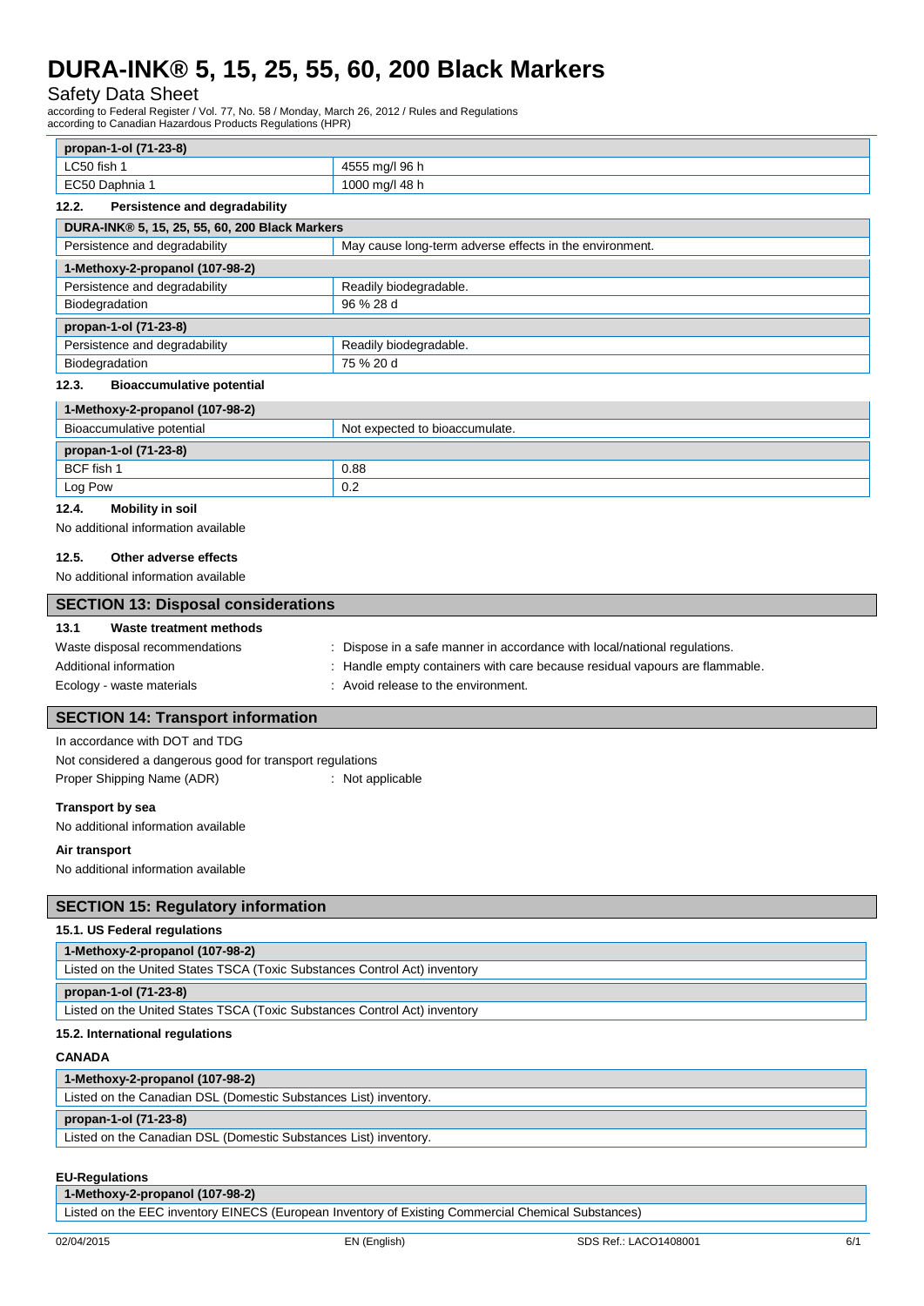| propan-1-ol (71-23-8) | |
|---|---|
| LC50 fish 1 | 4555 mg/l 96 h |
| EC50 Daphnia 1 | 1000 mg/l 48 h |

### 12.2. Persistence and degradability

| DURA-INK® 5, 15, 25, 55, 60, 200 Black Markers | |
|---|---|
| Persistence and degradability | May cause long-term adverse effects in the environment. |
| **1-Methoxy-2-propanol (107-98-2)** | |
| Persistence and degradability | Readily biodegradable. |
| Biodegradation | 96 % 28 d |
| **propan-1-ol (71-23-8)** | |
| Persistence and degradability | Readily biodegradable. |
| Biodegradation | 75 % 20 d |

### 12.3. Bioaccumulative potential

| 1-Methoxy-2-propanol (107-98-2) | |
|---|---|
| Bioaccumulative potential | Not expected to bioaccumulate. |
| **propan-1-ol (71-23-8)** | |
| BCF fish 1 | 0.88 |
| Log Pow | 0.2 |

### 12.4. Mobility in soil

No additional information available

### 12.5. Other adverse effects

No additional information available

## SECTION 13: Disposal considerations

### 13.1 Waste treatment methods

Waste disposal recommendations : Dispose in a safe manner in accordance with local/national regulations.

Additional information : Handle empty containers with care because residual vapours are flammable.

Ecology - waste materials : Avoid release to the environment.

## SECTION 14: Transport information

In accordance with DOT and TDG

Not considered a dangerous good for transport regulations

Proper Shipping Name (ADR) : Not applicable

**Transport by sea**

No additional information available

**Air transport**

No additional information available

## SECTION 15: Regulatory information

### 15.1. US Federal regulations

| 1-Methoxy-2-propanol (107-98-2) |
|---|
| Listed on the United States TSCA (Toxic Substances Control Act) inventory |
| **propan-1-ol (71-23-8)** |
| Listed on the United States TSCA (Toxic Substances Control Act) inventory |

### 15.2. International regulations

**CANADA**

| 1-Methoxy-2-propanol (107-98-2) |
|---|
| Listed on the Canadian DSL (Domestic Substances List) inventory. |
| **propan-1-ol (71-23-8)** |
| Listed on the Canadian DSL (Domestic Substances List) inventory. |

**EU-Regulations**

| 1-Methoxy-2-propanol (107-98-2) |
|---|
| Listed on the EEC inventory EINECS (European Inventory of Existing Commercial Chemical Substances) |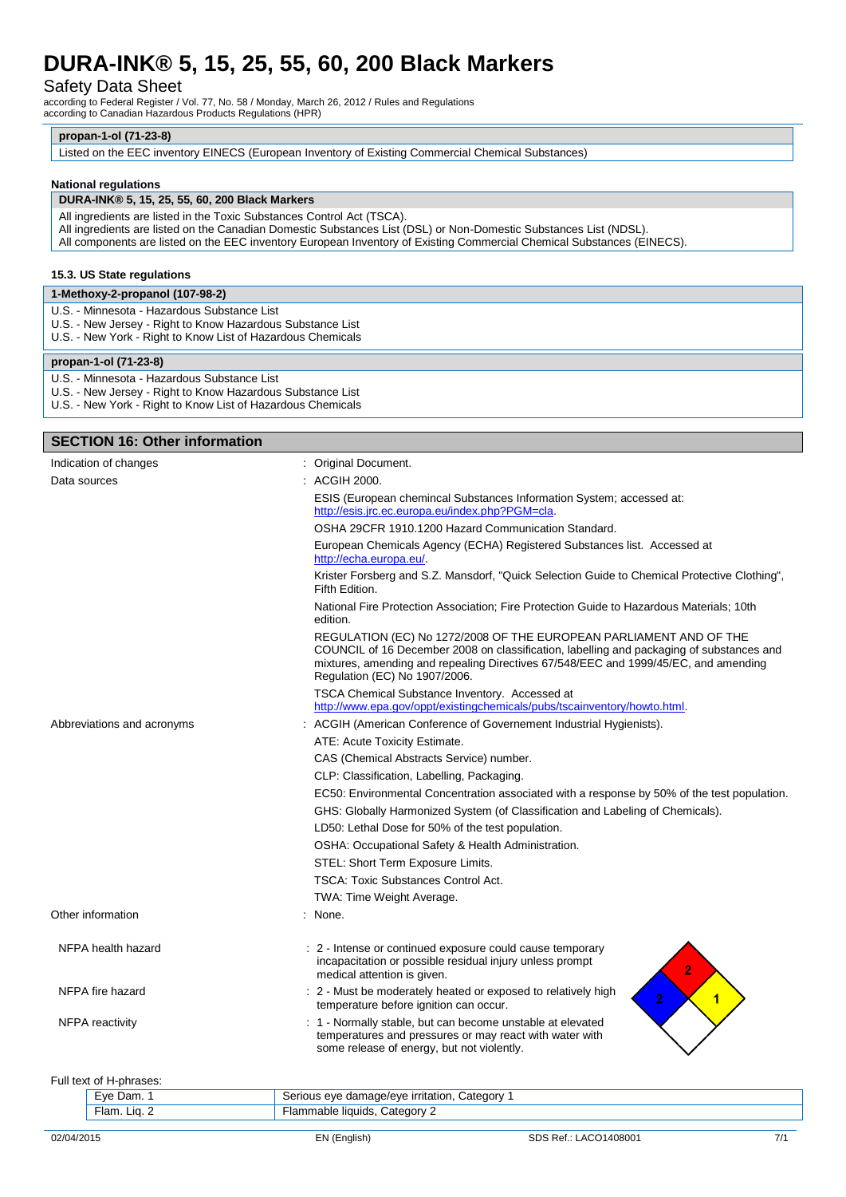**propan-1-ol (71-23-8)**

Listed on the EEC inventory EINECS (European Inventory of Existing Commercial Chemical Substances)

**National regulations**

**DURA-INK® 5, 15, 25, 55, 60, 200 Black Markers**

All ingredients are listed in the Toxic Substances Control Act (TSCA).
All ingredients are listed on the Canadian Domestic Substances List (DSL) or Non-Domestic Substances List (NDSL).
All components are listed on the EEC inventory European Inventory of Existing Commercial Chemical Substances (EINECS).

### 15.3. US State regulations

**1-Methoxy-2-propanol (107-98-2)**

U.S. - Minnesota - Hazardous Substance List
U.S. - New Jersey - Right to Know Hazardous Substance List
U.S. - New York - Right to Know List of Hazardous Chemicals

**propan-1-ol (71-23-8)**

U.S. - Minnesota - Hazardous Substance List
U.S. - New Jersey - Right to Know Hazardous Substance List
U.S. - New York - Right to Know List of Hazardous Chemicals

## SECTION 16: Other information

Indication of changes : Original Document.

Data sources : ACGIH 2000.

ESIS (European chemincal Substances Information System; accessed at: http://esis.jrc.ec.europa.eu/index.php?PGM=cla.

OSHA 29CFR 1910.1200 Hazard Communication Standard.

European Chemicals Agency (ECHA) Registered Substances list. Accessed at http://echa.europa.eu/.

Krister Forsberg and S.Z. Mansdorf, "Quick Selection Guide to Chemical Protective Clothing", Fifth Edition.

National Fire Protection Association; Fire Protection Guide to Hazardous Materials; 10th edition.

REGULATION (EC) No 1272/2008 OF THE EUROPEAN PARLIAMENT AND OF THE COUNCIL of 16 December 2008 on classification, labelling and packaging of substances and mixtures, amending and repealing Directives 67/548/EEC and 1999/45/EC, and amending Regulation (EC) No 1907/2006.

TSCA Chemical Substance Inventory. Accessed at http://www.epa.gov/oppt/existingchemicals/pubs/tscainventory/howto.html.

Abbreviations and acronyms : ACGIH (American Conference of Governement Industrial Hygienists).

ATE: Acute Toxicity Estimate.

CAS (Chemical Abstracts Service) number.

CLP: Classification, Labelling, Packaging.

EC50: Environmental Concentration associated with a response by 50% of the test population.

GHS: Globally Harmonized System (of Classification and Labeling of Chemicals).

LD50: Lethal Dose for 50% of the test population.

OSHA: Occupational Safety & Health Administration.

STEL: Short Term Exposure Limits.

TSCA: Toxic Substances Control Act.

TWA: Time Weight Average.

Other information : None.

NFPA health hazard : 2 - Intense or continued exposure could cause temporary incapacitation or possible residual injury unless prompt medical attention is given.

NFPA fire hazard : 2 - Must be moderately heated or exposed to relatively high temperature before ignition can occur.

NFPA reactivity : 1 - Normally stable, but can become unstable at elevated temperatures and pressures or may react with water with some release of energy, but not violently.

Full text of H-phrases:

| | |
|---|---|
| Eye Dam. 1 | Serious eye damage/eye irritation, Category 1 |
| Flam. Liq. 2 | Flammable liquids, Category 2 |

02/04/2015 EN (English) SDS Ref.: LACO1408001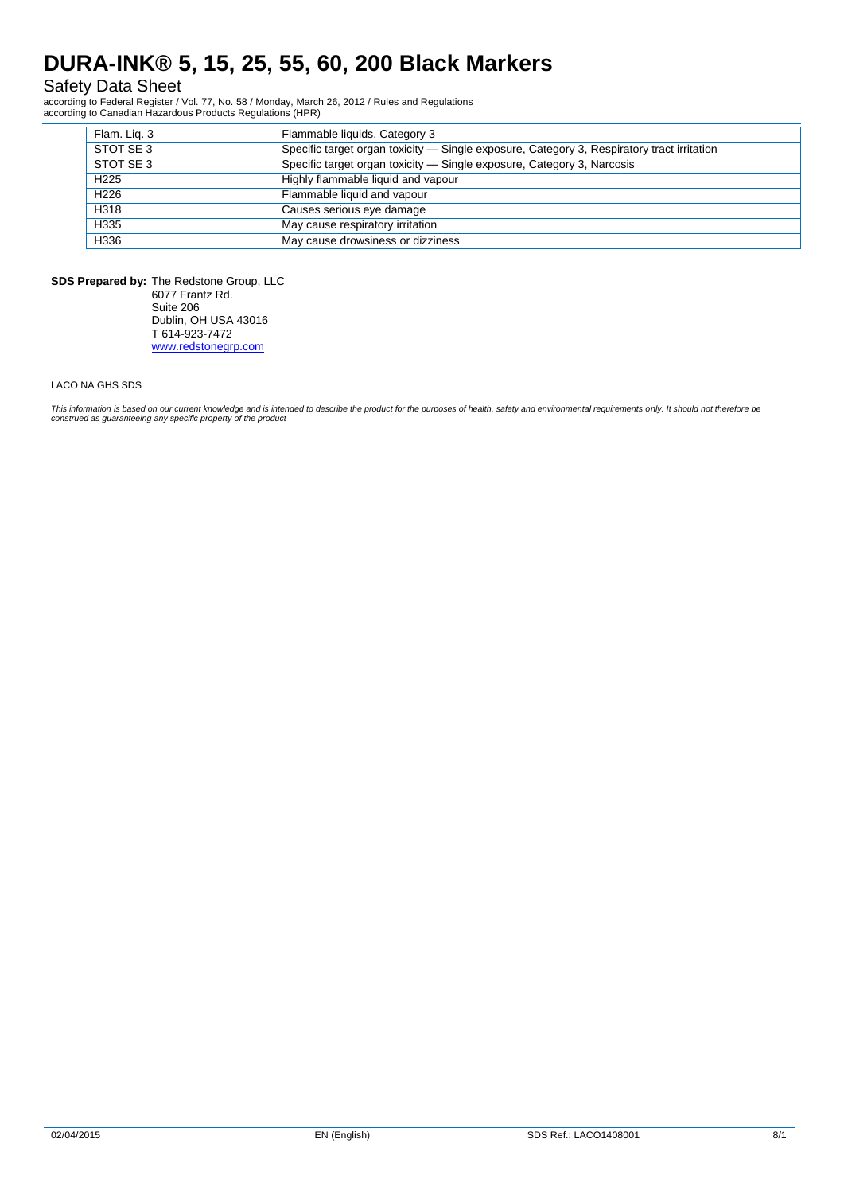| | |
|---|---|
| Flam. Liq. 3 | Flammable liquids, Category 3 |
| STOT SE 3 | Specific target organ toxicity — Single exposure, Category 3, Respiratory tract irritation |
| STOT SE 3 | Specific target organ toxicity — Single exposure, Category 3, Narcosis |
| H225 | Highly flammable liquid and vapour |
| H226 | Flammable liquid and vapour |
| H318 | Causes serious eye damage |
| H335 | May cause respiratory irritation |
| H336 | May cause drowsiness or dizziness |

**SDS Prepared by:** The Redstone Group, LLC
6077 Frantz Rd.
Suite 206
Dublin, OH USA 43016
T 614-923-7472
www.redstonegrp.com

LACO NA GHS SDS

*This information is based on our current knowledge and is intended to describe the product for the purposes of health, safety and environmental requirements only. It should not therefore be construed as guaranteeing any specific property of the product*